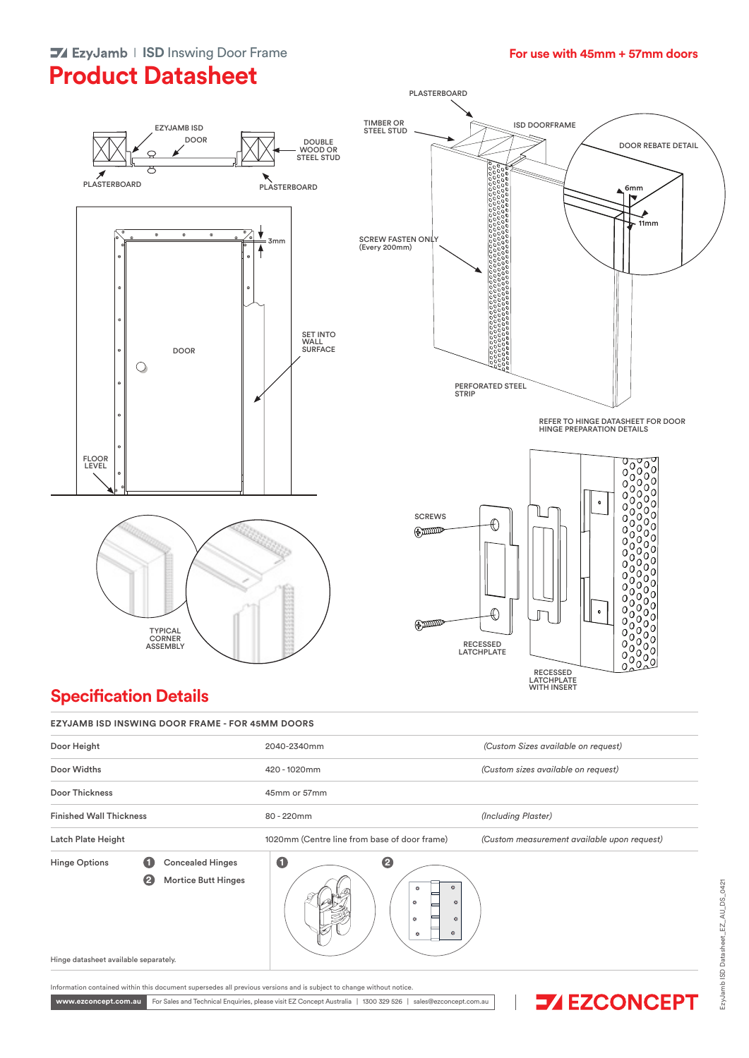EzyJamb | ISD Inswing Door Frame

# Product Datasheet

**For use with 45mm + 57mm doors**

EZYJAMB ISD DOOR

DOUBLE WOOD OR STEEL STUD

PLASTERBOARD

PLASTERBOARD

3mm

SET INTO WALL SURFACE

DOOR

FLOOR LEVEL

TYPICAL CORNER ASSEMBLY

PLASTERBOARD

TIMBER OR STEEL STUD

ISD DOORFRAME

DOOR REBATE DETAIL

6mm

11mm

SCREW FASTEN ONLY (Every 200mm)

PERFORATED STEEL STRIP

REFER TO HINGE DATASHEET FOR DOOR HINGE PREPARATION DETAILS

SCREWS

RECESSED LATCHPLATE

RECESSED LATCHPLATE WITH INSERT

## Specification Details

**EZYJAMB ISD INSWING DOOR FRAME - FOR 45MM DOORS**

| | | |
|---|---|---|
| Door Height | 2040-2340mm | *(Custom Sizes available on request)* |
| Door Widths | 420 - 1020mm | *(Custom sizes available on request)* |
| Door Thickness | 45mm or 57mm | |
| Finished Wall Thickness | 80 - 220mm | *(Including Plaster)* |
| Latch Plate Height | 1020mm (Centre line from base of door frame) | *(Custom measurement available upon request)* |
| Hinge Options | 1 Concealed Hinges<br>2 Mortice Butt Hinges | |

Hinge datasheet available separately.

Information contained within this document supersedes all previous versions and is subject to change without notice.

www.ezconcept.com.au | For Sales and Technical Enquiries, please visit EZ Concept Australia | 1300 329 526 | sales@ezconcept.com.au

EZCONCEPT

EzyJamb ISD Datasheet_EZ_AU_DS_0421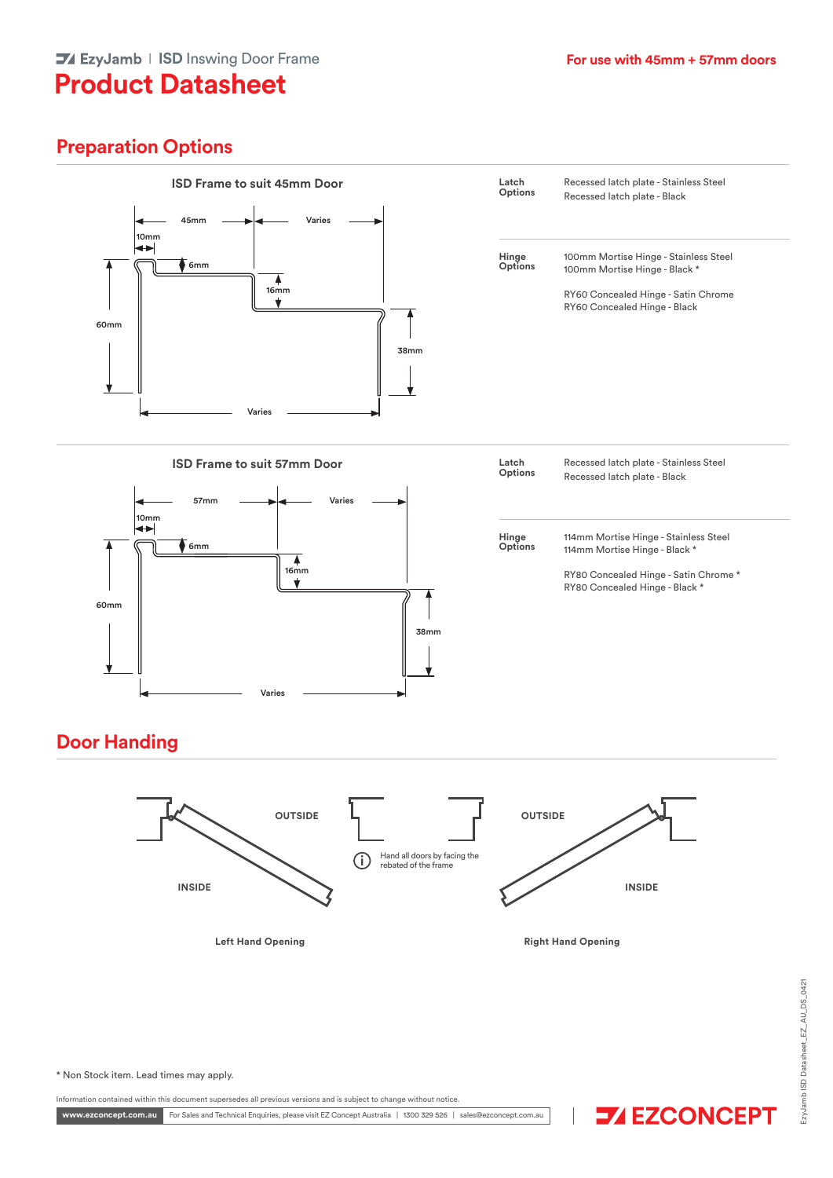EzyJamb | ISD Inswing Door Frame

# Product Datasheet

For use with 45mm + 57mm doors

## Preparation Options

### ISD Frame to suit 45mm Door

45mm
Varies
10mm
6mm
16mm
60mm
38mm
Varies

| | |
|---|---|
| **Latch Options** | Recessed latch plate - Stainless Steel<br>Recessed latch plate - Black |
| **Hinge Options** | 100mm Mortise Hinge - Stainless Steel<br>100mm Mortise Hinge - Black *<br><br>RY60 Concealed Hinge - Satin Chrome<br>RY60 Concealed Hinge - Black |

### ISD Frame to suit 57mm Door

57mm
Varies
10mm
6mm
16mm
60mm
38mm
Varies

| | |
|---|---|
| **Latch Options** | Recessed latch plate - Stainless Steel<br>Recessed latch plate - Black |
| **Hinge Options** | 114mm Mortise Hinge - Stainless Steel<br>114mm Mortise Hinge - Black *<br><br>RY80 Concealed Hinge - Satin Chrome *<br>RY80 Concealed Hinge - Black * |

## Door Handing

OUTSIDE
INSIDE
Left Hand Opening

Hand all doors by facing the rebated of the frame

OUTSIDE
INSIDE
Right Hand Opening

\* Non Stock item. Lead times may apply.

Information contained within this document supersedes all previous versions and is subject to change without notice.

www.ezconcept.com.au | For Sales and Technical Enquiries, please visit EZ Concept Australia | 1300 329 526 | sales@ezconcept.com.au

EZCONCEPT

Ezyjamb ISD Datasheet_EZ_AU_DS_0421